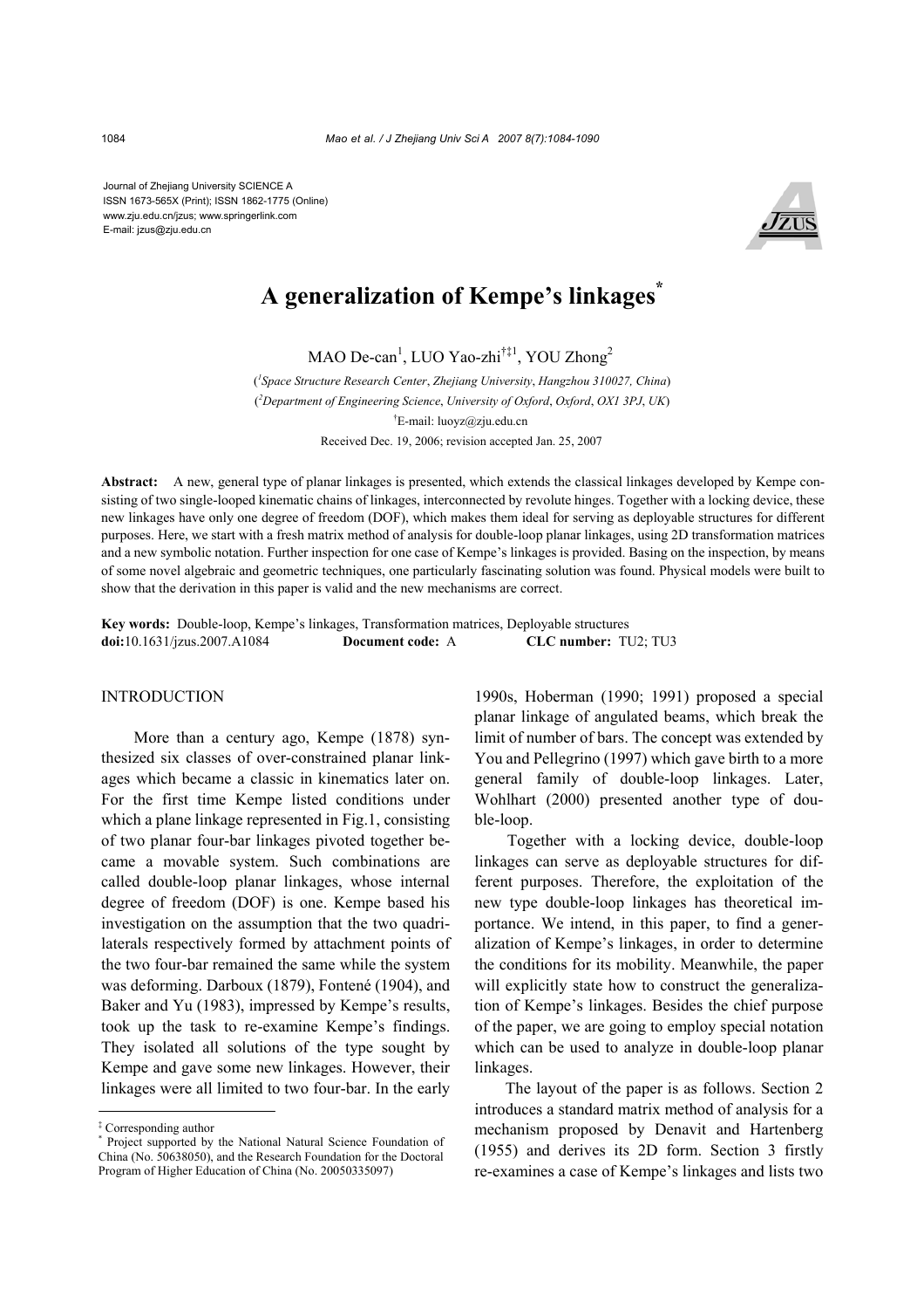Journal of Zhejiang University SCIENCE A
ISSN 1673-565X (Print); ISSN 1862-1775 (Online)
www.zju.edu.cn/jzus; www.springerlink.com
E-mail: jzus@zju.edu.cn

# A generalization of Kempe's linkages*

MAO De-can[1], LUO Yao-zhi[†‡1], YOU Zhong[2]

([1]*Space Structure Research Center*, *Zhejiang University*, *Hangzhou 310027, China*)

([2]*Department of Engineering Science*, *University of Oxford*, *Oxford*, *OX1 3PJ*, *UK*)

[†]E-mail: luoyz@zju.edu.cn

Received Dec. 19, 2006; revision accepted Jan. 25, 2007

**Abstract:** A new, general type of planar linkages is presented, which extends the classical linkages developed by Kempe consisting of two single-looped kinematic chains of linkages, interconnected by revolute hinges. Together with a locking device, these new linkages have only one degree of freedom (DOF), which makes them ideal for serving as deployable structures for different purposes. Here, we start with a fresh matrix method of analysis for double-loop planar linkages, using 2D transformation matrices and a new symbolic notation. Further inspection for one case of Kempe's linkages is provided. Basing on the inspection, by means of some novel algebraic and geometric techniques, one particularly fascinating solution was found. Physical models were built to show that the derivation in this paper is valid and the new mechanisms are correct.

**Key words:** Double-loop, Kempe's linkages, Transformation matrices, Deployable structures
**doi:**10.1631/jzus.2007.A1084 **Document code:** A **CLC number:** TU2; TU3

## INTRODUCTION

More than a century ago, Kempe (1878) synthesized six classes of over-constrained planar linkages which became a classic in kinematics later on. For the first time Kempe listed conditions under which a plane linkage represented in Fig.1, consisting of two planar four-bar linkages pivoted together became a movable system. Such combinations are called double-loop planar linkages, whose internal degree of freedom (DOF) is one. Kempe based his investigation on the assumption that the two quadrilaterals respectively formed by attachment points of the two four-bar remained the same while the system was deforming. Darboux (1879), Fontené (1904), and Baker and Yu (1983), impressed by Kempe's results, took up the task to re-examine Kempe's findings. They isolated all solutions of the type sought by Kempe and gave some new linkages. However, their linkages were all limited to two four-bar. In the early 1990s, Hoberman (1990; 1991) proposed a special planar linkage of angulated beams, which break the limit of number of bars. The concept was extended by You and Pellegrino (1997) which gave birth to a more general family of double-loop linkages. Later, Wohlhart (2000) presented another type of double-loop.

Together with a locking device, double-loop linkages can serve as deployable structures for different purposes. Therefore, the exploitation of the new type double-loop linkages has theoretical importance. We intend, in this paper, to find a generalization of Kempe's linkages, in order to determine the conditions for its mobility. Meanwhile, the paper will explicitly state how to construct the generalization of Kempe's linkages. Besides the chief purpose of the paper, we are going to employ special notation which can be used to analyze in double-loop planar linkages.

The layout of the paper is as follows. Section 2 introduces a standard matrix method of analysis for a mechanism proposed by Denavit and Hartenberg (1955) and derives its 2D form. Section 3 firstly re-examines a case of Kempe's linkages and lists two

---

‡ Corresponding author
\* Project supported by the National Natural Science Foundation of China (No. 50638050), and the Research Foundation for the Doctoral Program of Higher Education of China (No. 20050335097)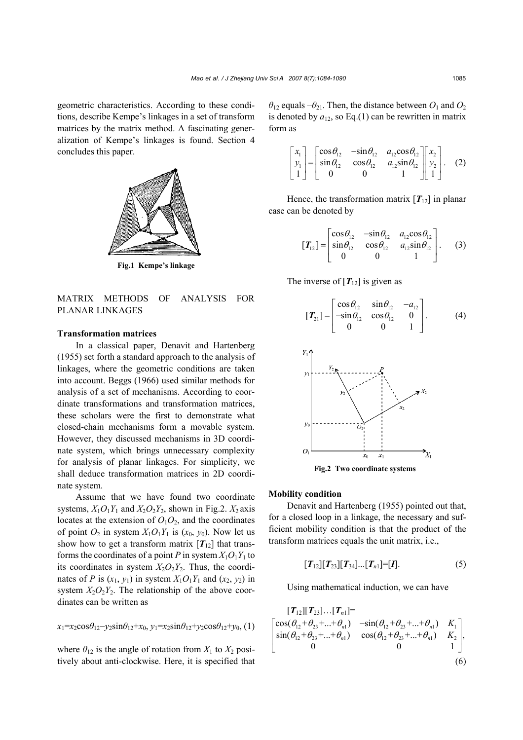geometric characteristics. According to these conditions, describe Kempe's linkages in a set of transform matrices by the matrix method. A fascinating generalization of Kempe's linkages is found. Section 4 concludes this paper.

**Fig.1 Kempe's linkage**

## MATRIX METHODS OF ANALYSIS FOR PLANAR LINKAGES

### Transformation matrices

In a classical paper, Denavit and Hartenberg (1955) set forth a standard approach to the analysis of linkages, where the geometric conditions are taken into account. Beggs (1966) used similar methods for analysis of a set of mechanisms. According to coordinate transformations and transformation matrices, these scholars were the first to demonstrate what closed-chain mechanisms form a movable system. However, they discussed mechanisms in 3D coordinate system, which brings unnecessary complexity for analysis of planar linkages. For simplicity, we shall deduce transformation matrices in 2D coordinate system.

Assume that we have found two coordinate systems, $X_1O_1Y_1$ and $X_2O_2Y_2$, shown in Fig.2. $X_2$ axis locates at the extension of $O_1O_2$, and the coordinates of point $O_2$ in system $X_1O_1Y_1$ is $(x_0, y_0)$. Now let us show how to get a transform matrix $[\boldsymbol{T}_{12}]$ that transforms the coordinates of a point $P$ in system $X_1O_1Y_1$ to its coordinates in system $X_2O_2Y_2$. Thus, the coordinates of $P$ is $(x_1, y_1)$ in system $X_1O_1Y_1$ and $(x_2, y_2)$ in system $X_2O_2Y_2$. The relationship of the above coordinates can be written as

$$x_1=x_2\cos\theta_{12}-y_2\sin\theta_{12}+x_0,\ y_1=x_2\sin\theta_{12}+y_2\cos\theta_{12}+y_0, \quad (1)$$

where $\theta_{12}$ is the angle of rotation from $X_1$ to $X_2$ positively about anti-clockwise. Here, it is specified that $\theta_{12}$ equals $-\theta_{21}$. Then, the distance between $O_1$ and $O_2$ is denoted by $a_{12}$, so Eq.(1) can be rewritten in matrix form as

$$\begin{bmatrix} x_1 \\ y_1 \\ 1 \end{bmatrix} = \begin{bmatrix} \cos\theta_{12} & -\sin\theta_{12} & a_{12}\cos\theta_{12} \\ \sin\theta_{12} & \cos\theta_{12} & a_{12}\sin\theta_{12} \\ 0 & 0 & 1 \end{bmatrix} \begin{bmatrix} x_2 \\ y_2 \\ 1 \end{bmatrix}. \quad (2)$$

Hence, the transformation matrix $[\boldsymbol{T}_{12}]$ in planar case can be denoted by

$$[\boldsymbol{T}_{12}] = \begin{bmatrix} \cos\theta_{12} & -\sin\theta_{12} & a_{12}\cos\theta_{12} \\ \sin\theta_{12} & \cos\theta_{12} & a_{12}\sin\theta_{12} \\ 0 & 0 & 1 \end{bmatrix}. \quad (3)$$

The inverse of $[\boldsymbol{T}_{12}]$ is given as

$$[\boldsymbol{T}_{21}] = \begin{bmatrix} \cos\theta_{12} & \sin\theta_{12} & -a_{12} \\ -\sin\theta_{12} & \cos\theta_{12} & 0 \\ 0 & 0 & 1 \end{bmatrix}. \quad (4)$$

**Fig.2 Two coordinate systems**

### Mobility condition

Denavit and Hartenberg (1955) pointed out that, for a closed loop in a linkage, the necessary and sufficient mobility condition is that the product of the transform matrices equals the unit matrix, i.e.,

$$[\boldsymbol{T}_{12}][\boldsymbol{T}_{23}][\boldsymbol{T}_{34}]...[\boldsymbol{T}_{n1}]=[\boldsymbol{I}]. \quad (5)$$

Using mathematical induction, we can have

$$[\boldsymbol{T}_{12}][\boldsymbol{T}_{23}]\ldots[\boldsymbol{T}_{n1}]= \begin{bmatrix} \cos(\theta_{12}+\theta_{23}+...+\theta_{n1}) & -\sin(\theta_{12}+\theta_{23}+...+\theta_{n1}) & K_1 \\ \sin(\theta_{12}+\theta_{23}+...+\theta_{n1}) & \cos(\theta_{12}+\theta_{23}+...+\theta_{n1}) & K_2 \\ 0 & 0 & 1 \end{bmatrix}, \quad (6)$$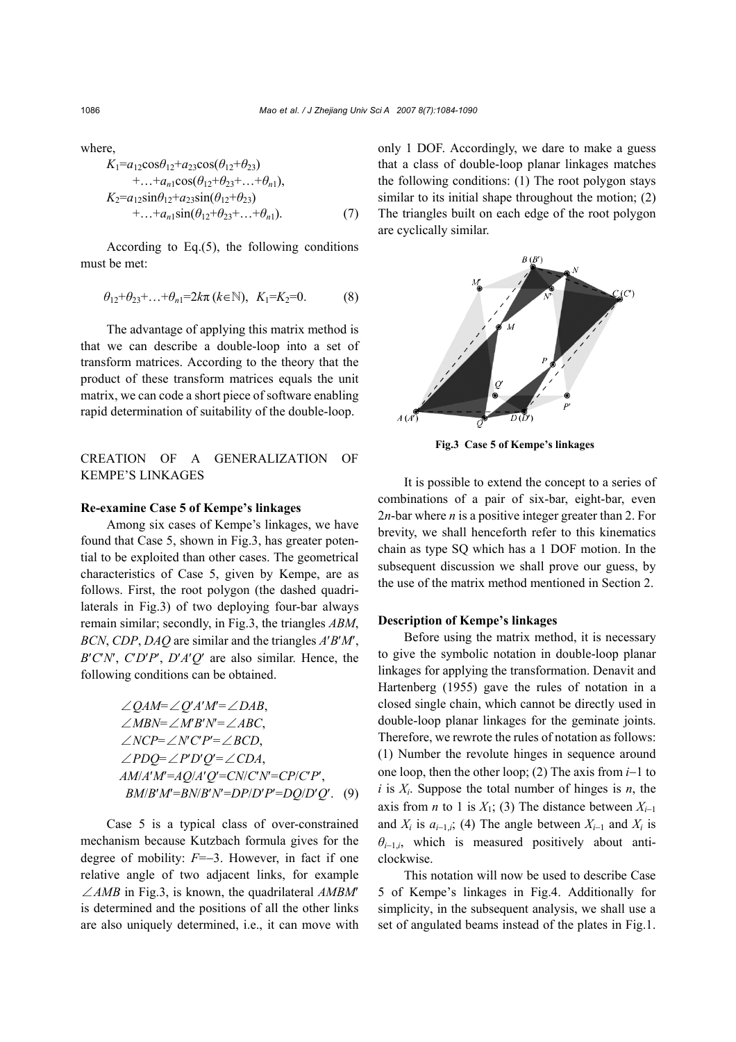where,

$$K_1 = a_{12}\cos\theta_{12} + a_{23}\cos(\theta_{12}+\theta_{23}) + \ldots + a_{n1}\cos(\theta_{12}+\theta_{23}+\ldots+\theta_{n1}),$$
$$K_2 = a_{12}\sin\theta_{12} + a_{23}\sin(\theta_{12}+\theta_{23}) + \ldots + a_{n1}\sin(\theta_{12}+\theta_{23}+\ldots+\theta_{n1}). \quad (7)$$

According to Eq.(5), the following conditions must be met:

$$\theta_{12}+\theta_{23}+\ldots+\theta_{n1}=2k\pi \ (k\in\mathbb{N}), \quad K_1=K_2=0. \quad (8)$$

The advantage of applying this matrix method is that we can describe a double-loop into a set of transform matrices. According to the theory that the product of these transform matrices equals the unit matrix, we can code a short piece of software enabling rapid determination of suitability of the double-loop.

## CREATION OF A GENERALIZATION OF KEMPE'S LINKAGES

### Re-examine Case 5 of Kempe's linkages

Among six cases of Kempe's linkages, we have found that Case 5, shown in Fig.3, has greater potential to be exploited than other cases. The geometrical characteristics of Case 5, given by Kempe, are as follows. First, the root polygon (the dashed quadrilaterals in Fig.3) of two deploying four-bar always remain similar; secondly, in Fig.3, the triangles $ABM$, $BCN$, $CDP$, $DAQ$ are similar and the triangles $A'B'M'$, $B'C'N'$, $C'D'P'$, $D'A'Q'$ are also similar. Hence, the following conditions can be obtained.

$$\angle QAM=\angle Q'A'M'=\angle DAB,$$
$$\angle MBN=\angle M'B'N'=\angle ABC,$$
$$\angle NCP=\angle N'C'P'=\angle BCD,$$
$$\angle PDQ=\angle P'D'Q'=\angle CDA,$$
$$AM/A'M'=AQ/A'Q'=CN/C'N'=CP/C'P',$$
$$BM/B'M'=BN/B'N'=DP/D'P'=DQ/D'Q'. \quad (9)$$

Case 5 is a typical class of over-constrained mechanism because Kutzbach formula gives for the degree of mobility: $F=-3$. However, in fact if one relative angle of two adjacent links, for example $\angle AMB$ in Fig.3, is known, the quadrilateral $AMBM'$ is determined and the positions of all the other links are also uniquely determined, i.e., it can move with only 1 DOF. Accordingly, we dare to make a guess that a class of double-loop planar linkages matches the following conditions: (1) The root polygon stays similar to its initial shape throughout the motion; (2) The triangles built on each edge of the root polygon are cyclically similar.

Fig.3 Case 5 of Kempe's linkages

It is possible to extend the concept to a series of combinations of a pair of six-bar, eight-bar, even $2n$-bar where $n$ is a positive integer greater than 2. For brevity, we shall henceforth refer to this kinematics chain as type SQ which has a 1 DOF motion. In the subsequent discussion we shall prove our guess, by the use of the matrix method mentioned in Section 2.

### Description of Kempe's linkages

Before using the matrix method, it is necessary to give the symbolic notation in double-loop planar linkages for applying the transformation. Denavit and Hartenberg (1955) gave the rules of notation in a closed single chain, which cannot be directly used in double-loop planar linkages for the geminate joints. Therefore, we rewrote the rules of notation as follows: (1) Number the revolute hinges in sequence around one loop, then the other loop; (2) The axis from $i-1$ to $i$ is $X_i$. Suppose the total number of hinges is $n$, the axis from $n$ to 1 is $X_1$; (3) The distance between $X_{i-1}$ and $X_i$ is $a_{i-1,i}$; (4) The angle between $X_{i-1}$ and $X_i$ is $\theta_{i-1,i}$, which is measured positively about anti-clockwise.

This notation will now be used to describe Case 5 of Kempe's linkages in Fig.4. Additionally for simplicity, in the subsequent analysis, we shall use a set of angulated beams instead of the plates in Fig.1.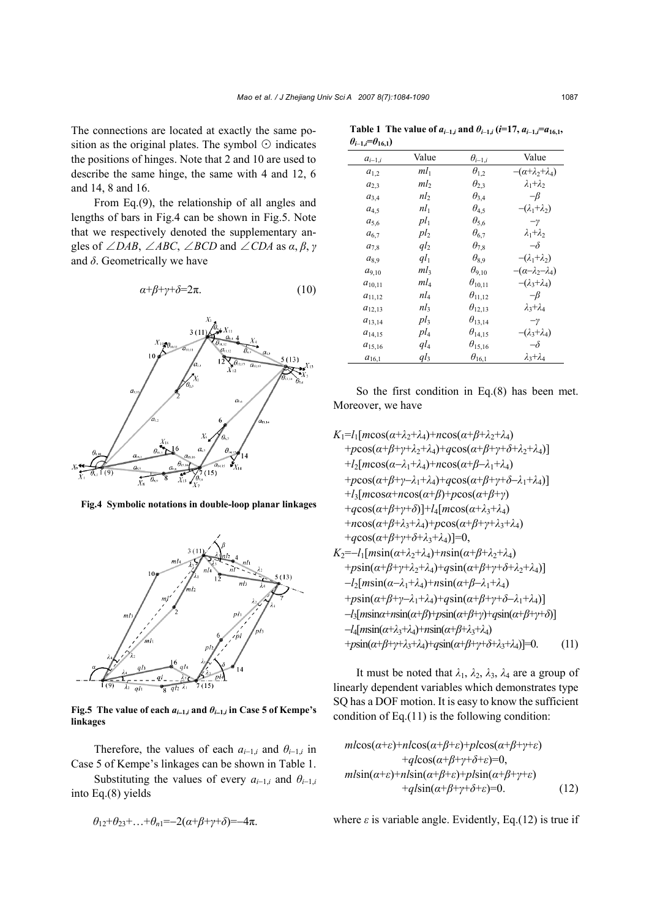The connections are located at exactly the same position as the original plates. The symbol ⊙ indicates the positions of hinges. Note that 2 and 10 are used to describe the same hinge, the same with 4 and 12, 6 and 14, 8 and 16.

From Eq.(9), the relationship of all angles and lengths of bars in Fig.4 can be shown in Fig.5. Note that we respectively denoted the supplementary angles of $\angle DAB$, $\angle ABC$, $\angle BCD$ and $\angle CDA$ as $\alpha$, $\beta$, $\gamma$ and $\delta$. Geometrically we have

$$\alpha+\beta+\gamma+\delta=2\pi. \tag{10}$$

**Fig.4 Symbolic notations in double-loop planar linkages**

**Fig.5 The value of each $a_{i-1,i}$ and $\theta_{i-1,i}$ in Case 5 of Kempe's linkages**

Therefore, the values of each $a_{i-1,i}$ and $\theta_{i-1,i}$ in Case 5 of Kempe's linkages can be shown in Table 1.

Substituting the values of every $a_{i-1,i}$ and $\theta_{i-1,i}$ into Eq.(8) yields

$$\theta_{12}+\theta_{23}+\ldots+\theta_{n1}=-2(\alpha+\beta+\gamma+\delta)=-4\pi.$$

**Table 1 The value of $a_{i-1,i}$ and $\theta_{i-1,i}$ ($i$=17, $a_{i-1,i}=a_{16,1}$, $\theta_{i-1,i}=\theta_{16,1}$)**

| $a_{i-1,i}$ | Value | $\theta_{i-1,i}$ | Value |
|---|---|---|---|
| $a_{1,2}$ | $ml_1$ | $\theta_{1,2}$ | $-(\alpha+\lambda_2+\lambda_4)$ |
| $a_{2,3}$ | $ml_2$ | $\theta_{2,3}$ | $\lambda_1+\lambda_2$ |
| $a_{3,4}$ | $nl_2$ | $\theta_{3,4}$ | $-\beta$ |
| $a_{4,5}$ | $nl_1$ | $\theta_{4,5}$ | $-(\lambda_1+\lambda_2)$ |
| $a_{5,6}$ | $pl_1$ | $\theta_{5,6}$ | $-\gamma$ |
| $a_{6,7}$ | $pl_2$ | $\theta_{6,7}$ | $\lambda_1+\lambda_2$ |
| $a_{7,8}$ | $ql_2$ | $\theta_{7,8}$ | $-\delta$ |
| $a_{8,9}$ | $ql_1$ | $\theta_{8,9}$ | $-(\lambda_1+\lambda_2)$ |
| $a_{9,10}$ | $ml_3$ | $\theta_{9,10}$ | $-(\alpha-\lambda_2-\lambda_4)$ |
| $a_{10,11}$ | $ml_4$ | $\theta_{10,11}$ | $-(\lambda_3+\lambda_4)$ |
| $a_{11,12}$ | $nl_4$ | $\theta_{11,12}$ | $-\beta$ |
| $a_{12,13}$ | $nl_3$ | $\theta_{12,13}$ | $\lambda_3+\lambda_4$ |
| $a_{13,14}$ | $pl_3$ | $\theta_{13,14}$ | $-\gamma$ |
| $a_{14,15}$ | $pl_4$ | $\theta_{14,15}$ | $-(\lambda_3+\lambda_4)$ |
| $a_{15,16}$ | $ql_4$ | $\theta_{15,16}$ | $-\delta$ |
| $a_{16,1}$ | $ql_3$ | $\theta_{16,1}$ | $\lambda_3+\lambda_4$ |

So the first condition in Eq.(8) has been met. Moreover, we have

$$\begin{aligned}
K_1=\;&l_1[m\cos(\alpha+\lambda_2+\lambda_4)+n\cos(\alpha+\beta+\lambda_2+\lambda_4)\\
&+p\cos(\alpha+\beta+\gamma+\lambda_2+\lambda_4)+q\cos(\alpha+\beta+\gamma+\delta+\lambda_2+\lambda_4)]\\
&+l_2[m\cos(\alpha-\lambda_1+\lambda_4)+n\cos(\alpha+\beta-\lambda_1+\lambda_4)\\
&+p\cos(\alpha+\beta+\gamma-\lambda_1+\lambda_4)+q\cos(\alpha+\beta+\gamma+\delta-\lambda_1+\lambda_4)]\\
&+l_3[m\cos\alpha+n\cos(\alpha+\beta)+p\cos(\alpha+\beta+\gamma)\\
&+q\cos(\alpha+\beta+\gamma+\delta)]+l_4[m\cos(\alpha+\lambda_3+\lambda_4)\\
&+n\cos(\alpha+\beta+\lambda_3+\lambda_4)+p\cos(\alpha+\beta+\gamma+\lambda_3+\lambda_4)\\
&+q\cos(\alpha+\beta+\gamma+\delta+\lambda_3+\lambda_4)]=0,\\
K_2=&-l_1[m\sin(\alpha+\lambda_2+\lambda_4)+n\sin(\alpha+\beta+\lambda_2+\lambda_4)\\
&+p\sin(\alpha+\beta+\gamma+\lambda_2+\lambda_4)+q\sin(\alpha+\beta+\gamma+\delta+\lambda_2+\lambda_4)]\\
&-l_2[m\sin(\alpha-\lambda_1+\lambda_4)+n\sin(\alpha+\beta-\lambda_1+\lambda_4)\\
&+p\sin(\alpha+\beta+\gamma-\lambda_1+\lambda_4)+q\sin(\alpha+\beta+\gamma+\delta-\lambda_1+\lambda_4)]\\
&-l_3[m\sin\alpha+n\sin(\alpha+\beta)+p\sin(\alpha+\beta+\gamma)+q\sin(\alpha+\beta+\gamma+\delta)]\\
&-l_4[m\sin(\alpha+\lambda_3+\lambda_4)+n\sin(\alpha+\beta+\lambda_3+\lambda_4)\\
&+p\sin(\alpha+\beta+\gamma+\lambda_3+\lambda_4)+q\sin(\alpha+\beta+\gamma+\delta+\lambda_3+\lambda_4)]=0.
\end{aligned} \tag{11}$$

It must be noted that $\lambda_1$, $\lambda_2$, $\lambda_3$, $\lambda_4$ are a group of linearly dependent variables which demonstrates type SQ has a DOF motion. It is easy to know the sufficient condition of Eq.(11) is the following condition:

$$\begin{aligned}
&ml\cos(\alpha+\varepsilon)+nl\cos(\alpha+\beta+\varepsilon)+pl\cos(\alpha+\beta+\gamma+\varepsilon)\\
&\qquad+ql\cos(\alpha+\beta+\gamma+\delta+\varepsilon)=0,\\
&ml\sin(\alpha+\varepsilon)+nl\sin(\alpha+\beta+\varepsilon)+pl\sin(\alpha+\beta+\gamma+\varepsilon)\\
&\qquad+ql\sin(\alpha+\beta+\gamma+\delta+\varepsilon)=0.
\end{aligned} \tag{12}$$

where $\varepsilon$ is variable angle. Evidently, Eq.(12) is true if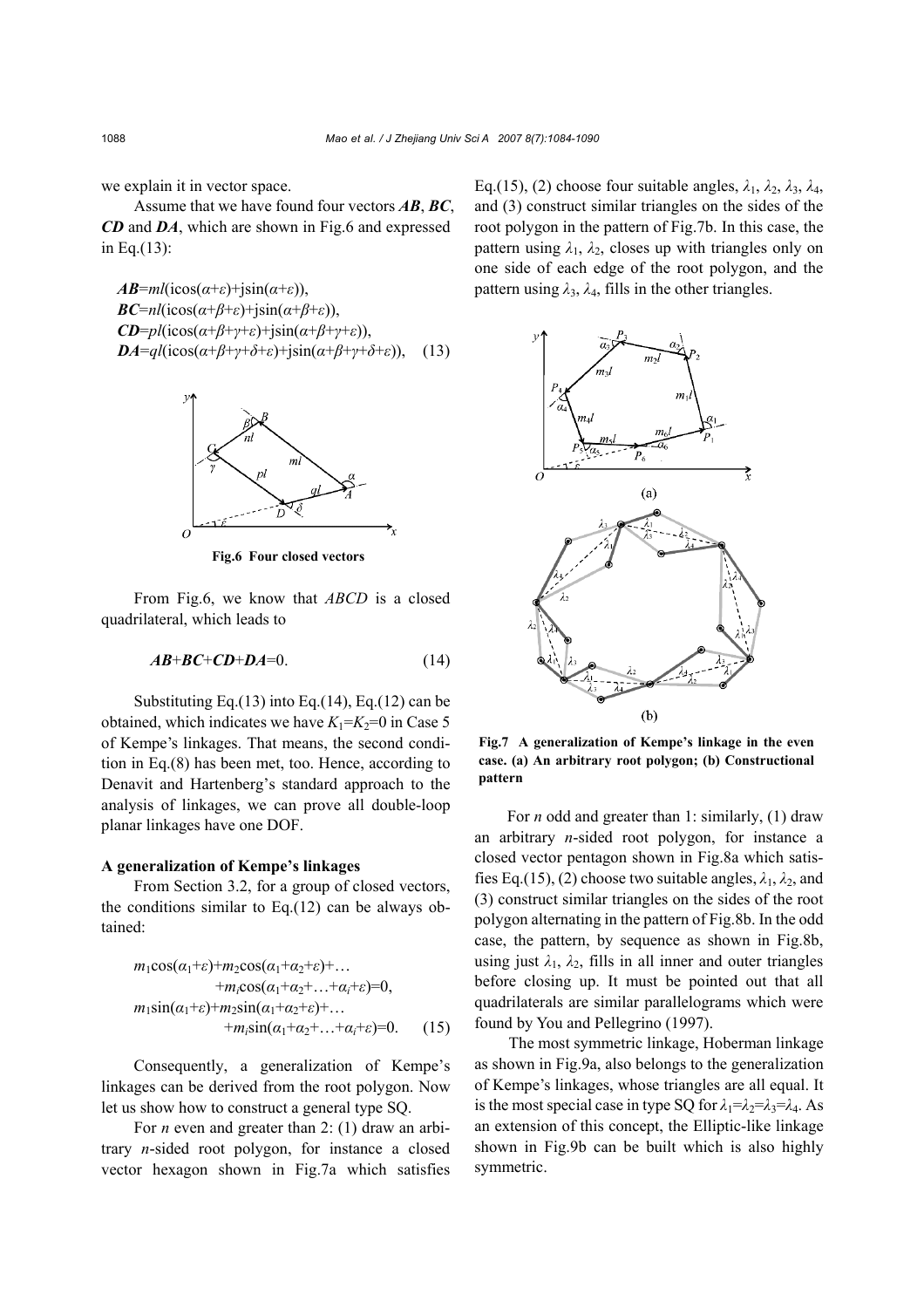we explain it in vector space.

Assume that we have found four vectors ***AB***, ***BC***, ***CD*** and ***DA***, which are shown in Fig.6 and expressed in Eq.(13):

$$\begin{aligned}
&\boldsymbol{AB}=ml(\mathrm{i}\cos(\alpha+\varepsilon)+\mathrm{j}\sin(\alpha+\varepsilon)),\\
&\boldsymbol{BC}=nl(\mathrm{i}\cos(\alpha+\beta+\varepsilon)+\mathrm{j}\sin(\alpha+\beta+\varepsilon)),\\
&\boldsymbol{CD}=pl(\mathrm{i}\cos(\alpha+\beta+\gamma+\varepsilon)+\mathrm{j}\sin(\alpha+\beta+\gamma+\varepsilon)),\\
&\boldsymbol{DA}=ql(\mathrm{i}\cos(\alpha+\beta+\gamma+\delta+\varepsilon)+\mathrm{j}\sin(\alpha+\beta+\gamma+\delta+\varepsilon)),
\end{aligned}\quad (13)$$

**Fig.6 Four closed vectors**

From Fig.6, we know that *ABCD* is a closed quadrilateral, which leads to

$$\boldsymbol{AB}+\boldsymbol{BC}+\boldsymbol{CD}+\boldsymbol{DA}=0. \quad (14)$$

Substituting Eq.(13) into Eq.(14), Eq.(12) can be obtained, which indicates we have $K_1=K_2=0$ in Case 5 of Kempe's linkages. That means, the second condition in Eq.(8) has been met, too. Hence, according to Denavit and Hartenberg's standard approach to the analysis of linkages, we can prove all double-loop planar linkages have one DOF.

### A generalization of Kempe's linkages

From Section 3.2, for a group of closed vectors, the conditions similar to Eq.(12) can be always obtained:

$$\begin{aligned}
&m_1\cos(\alpha_1+\varepsilon)+m_2\cos(\alpha_1+\alpha_2+\varepsilon)+\ldots\\
&\qquad+m_i\cos(\alpha_1+\alpha_2+\ldots+\alpha_i+\varepsilon)=0,\\
&m_1\sin(\alpha_1+\varepsilon)+m_2\sin(\alpha_1+\alpha_2+\varepsilon)+\ldots\\
&\qquad+m_i\sin(\alpha_1+\alpha_2+\ldots+\alpha_i+\varepsilon)=0.
\end{aligned}\quad (15)$$

Consequently, a generalization of Kempe's linkages can be derived from the root polygon. Now let us show how to construct a general type SQ.

For *n* even and greater than 2: (1) draw an arbitrary *n*-sided root polygon, for instance a closed vector hexagon shown in Fig.7a which satisfies Eq.(15), (2) choose four suitable angles, $\lambda_1$, $\lambda_2$, $\lambda_3$, $\lambda_4$, and (3) construct similar triangles on the sides of the root polygon in the pattern of Fig.7b. In this case, the pattern using $\lambda_1$, $\lambda_2$, closes up with triangles only on one side of each edge of the root polygon, and the pattern using $\lambda_3$, $\lambda_4$, fills in the other triangles.

**Fig.7 A generalization of Kempe's linkage in the even case. (a) An arbitrary root polygon; (b) Constructional pattern**

For *n* odd and greater than 1: similarly, (1) draw an arbitrary *n*-sided root polygon, for instance a closed vector pentagon shown in Fig.8a which satisfies Eq.(15), (2) choose two suitable angles, $\lambda_1$, $\lambda_2$, and (3) construct similar triangles on the sides of the root polygon alternating in the pattern of Fig.8b. In the odd case, the pattern, by sequence as shown in Fig.8b, using just $\lambda_1$, $\lambda_2$, fills in all inner and outer triangles before closing up. It must be pointed out that all quadrilaterals are similar parallelograms which were found by You and Pellegrino (1997).

The most symmetric linkage, Hoberman linkage as shown in Fig.9a, also belongs to the generalization of Kempe's linkages, whose triangles are all equal. It is the most special case in type SQ for $\lambda_1=\lambda_2=\lambda_3=\lambda_4$. As an extension of this concept, the Elliptic-like linkage shown in Fig.9b can be built which is also highly symmetric.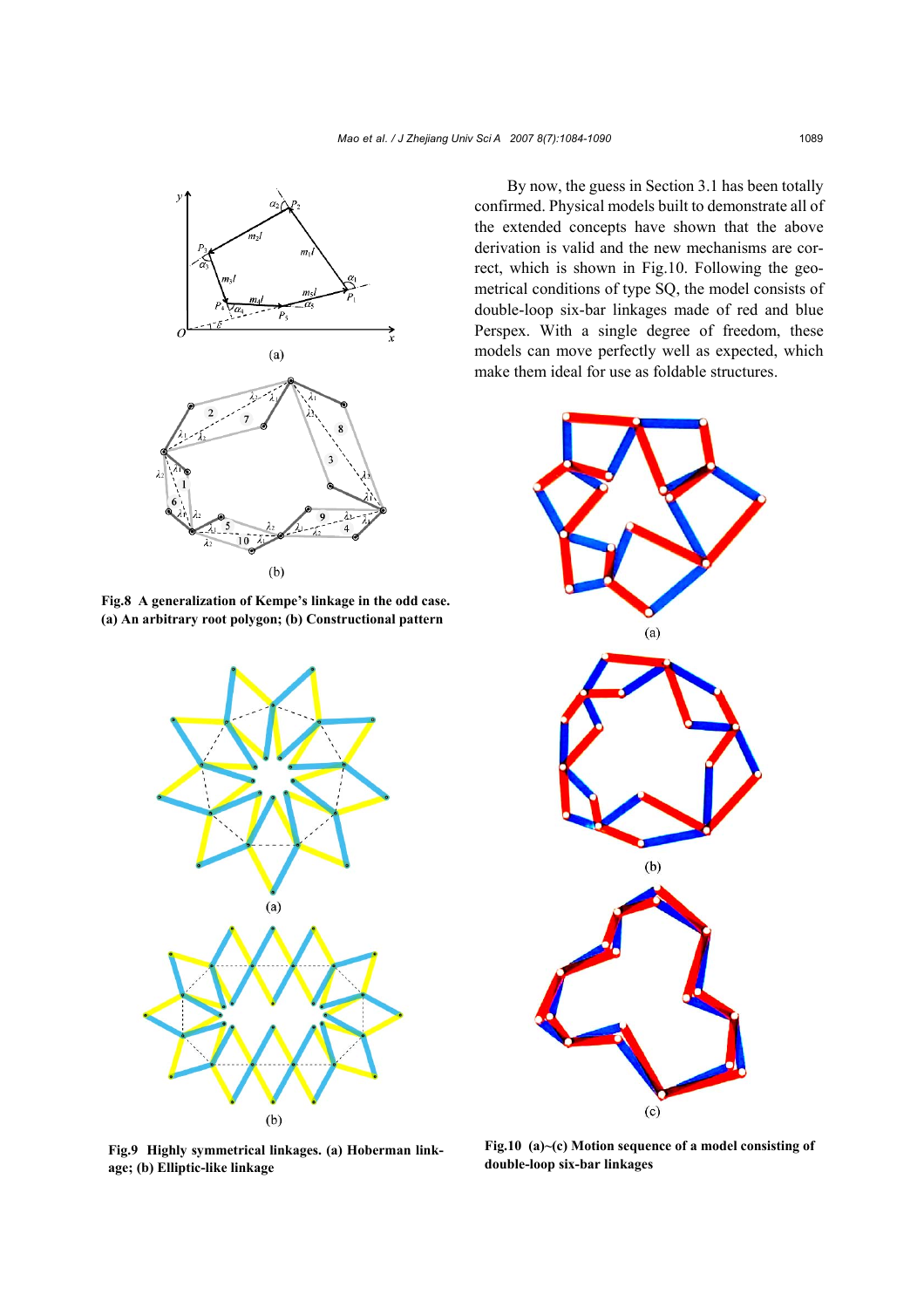Fig.8 **A generalization of Kempe's linkage in the odd case. (a) An arbitrary root polygon; (b) Constructional pattern**

**Fig.9 Highly symmetrical linkages. (a) Hoberman linkage; (b) Elliptic-like linkage**

By now, the guess in Section 3.1 has been totally confirmed. Physical models built to demonstrate all of the extended concepts have shown that the above derivation is valid and the new mechanisms are correct, which is shown in Fig.10. Following the geometrical conditions of type SQ, the model consists of double-loop six-bar linkages made of red and blue Perspex. With a single degree of freedom, these models can move perfectly well as expected, which make them ideal for use as foldable structures.

**Fig.10 (a)~(c) Motion sequence of a model consisting of double-loop six-bar linkages**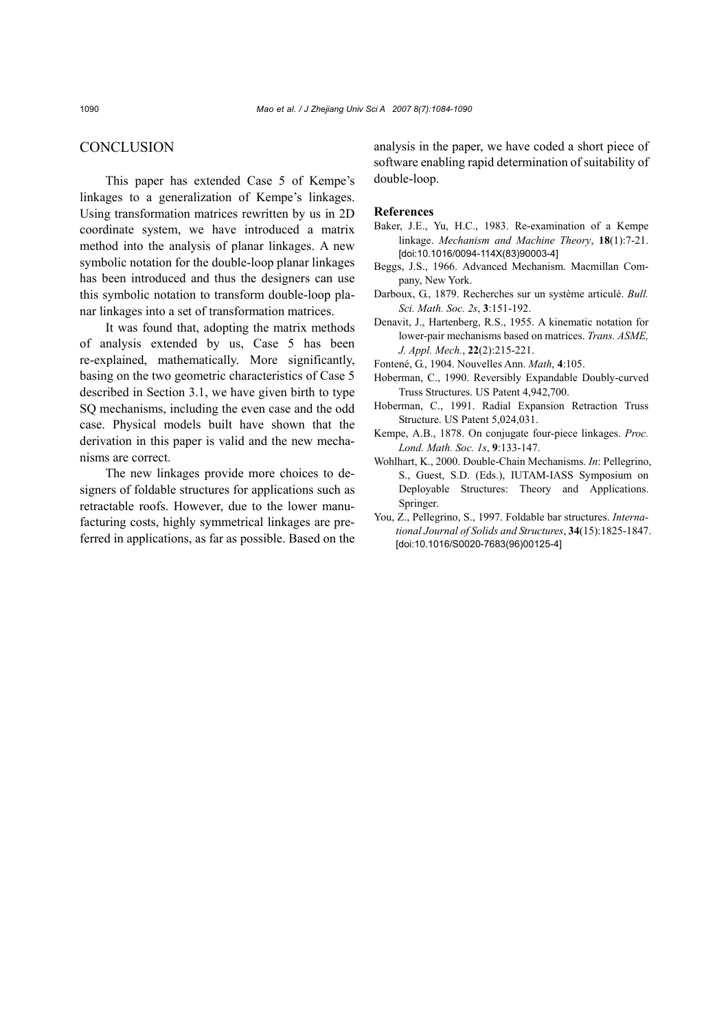## CONCLUSION

This paper has extended Case 5 of Kempe's linkages to a generalization of Kempe's linkages. Using transformation matrices rewritten by us in 2D coordinate system, we have introduced a matrix method into the analysis of planar linkages. A new symbolic notation for the double-loop planar linkages has been introduced and thus the designers can use this symbolic notation to transform double-loop planar linkages into a set of transformation matrices.

It was found that, adopting the matrix methods of analysis extended by us, Case 5 has been re-explained, mathematically. More significantly, basing on the two geometric characteristics of Case 5 described in Section 3.1, we have given birth to type SQ mechanisms, including the even case and the odd case. Physical models built have shown that the derivation in this paper is valid and the new mechanisms are correct.

The new linkages provide more choices to designers of foldable structures for applications such as retractable roofs. However, due to the lower manufacturing costs, highly symmetrical linkages are preferred in applications, as far as possible. Based on the analysis in the paper, we have coded a short piece of software enabling rapid determination of suitability of double-loop.

**References**

Baker, J.E., Yu, H.C., 1983. Re-examination of a Kempe linkage. *Mechanism and Machine Theory*, **18**(1):7-21. [doi:10.1016/0094-114X(83)90003-4]

Beggs, J.S., 1966. Advanced Mechanism. Macmillan Company, New York.

Darboux, G., 1879. Recherches sur un système articulé. *Bull. Sci. Math. Soc. 2s*, **3**:151-192.

Denavit, J., Hartenberg, R.S., 1955. A kinematic notation for lower-pair mechanisms based on matrices. *Trans. ASME, J. Appl. Mech.*, **22**(2):215-221.

Fontené, G., 1904. Nouvelles Ann. *Math*, **4**:105.

Hoberman, C., 1990. Reversibly Expandable Doubly-curved Truss Structures. US Patent 4,942,700.

Hoberman, C., 1991. Radial Expansion Retraction Truss Structure. US Patent 5,024,031.

Kempe, A.B., 1878. On conjugate four-piece linkages. *Proc. Lond. Math. Soc. 1s*, **9**:133-147.

Wohlhart, K., 2000. Double-Chain Mechanisms. *In*: Pellegrino, S., Guest, S.D. (Eds.), IUTAM-IASS Symposium on Deployable Structures: Theory and Applications. Springer.

You, Z., Pellegrino, S., 1997. Foldable bar structures. *International Journal of Solids and Structures*, **34**(15):1825-1847. [doi:10.1016/S0020-7683(96)00125-4]